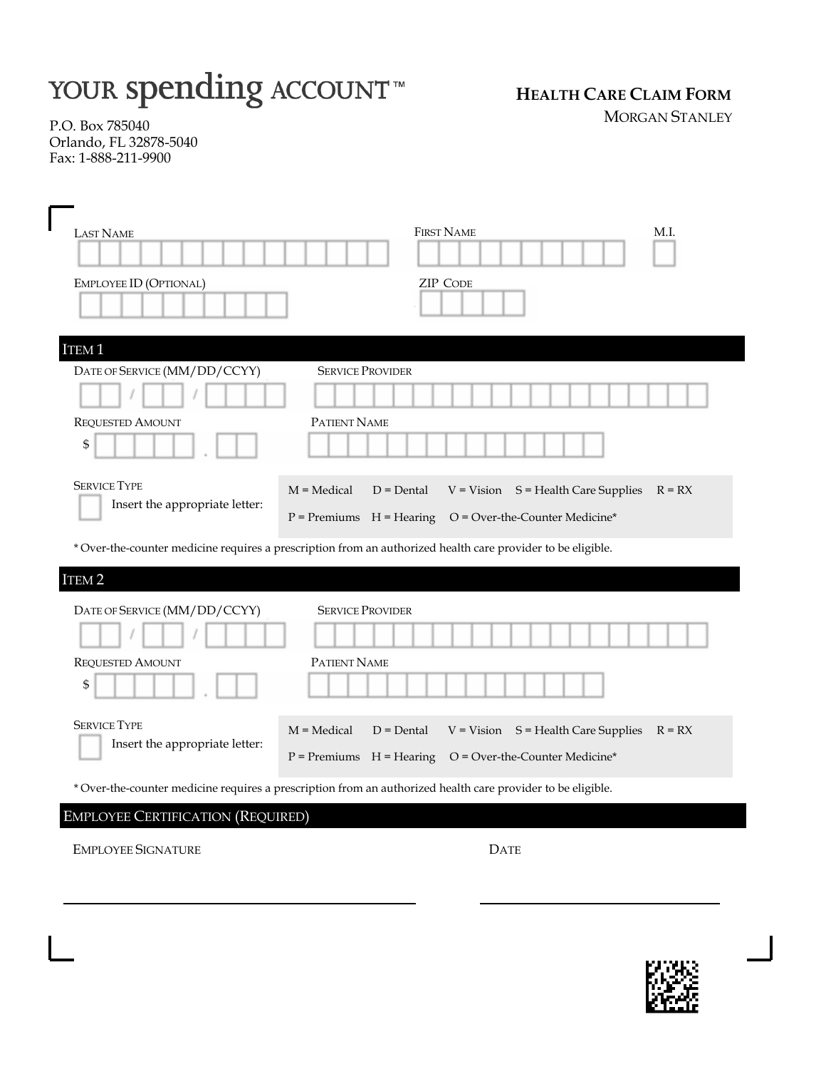# YOUR spending ACCOUNT™

P.O. Box 785040
Orlando, FL 32878-5040
Fax: 1-888-211-9900

## HEALTH CARE CLAIM FORM

MORGAN STANLEY

LAST NAME

FIRST NAME

M.I.

EMPLOYEE ID (OPTIONAL)

ZIP CODE

## ITEM 1

DATE OF SERVICE (MM/DD/CCYY)

/ /

SERVICE PROVIDER

REQUESTED AMOUNT

$ .

PATIENT NAME

SERVICE TYPE

Insert the appropriate letter:

M = Medical D = Dental V = Vision S = Health Care Supplies R = RX

P = Premiums H = Hearing O = Over-the-Counter Medicine*

* Over-the-counter medicine requires a prescription from an authorized health care provider to be eligible.

## ITEM 2

DATE OF SERVICE (MM/DD/CCYY)

/ /

SERVICE PROVIDER

REQUESTED AMOUNT

$ .

PATIENT NAME

SERVICE TYPE

Insert the appropriate letter:

M = Medical D = Dental V = Vision S = Health Care Supplies R = RX

P = Premiums H = Hearing O = Over-the-Counter Medicine*

* Over-the-counter medicine requires a prescription from an authorized health care provider to be eligible.

## EMPLOYEE CERTIFICATION (REQUIRED)

EMPLOYEE SIGNATURE

DATE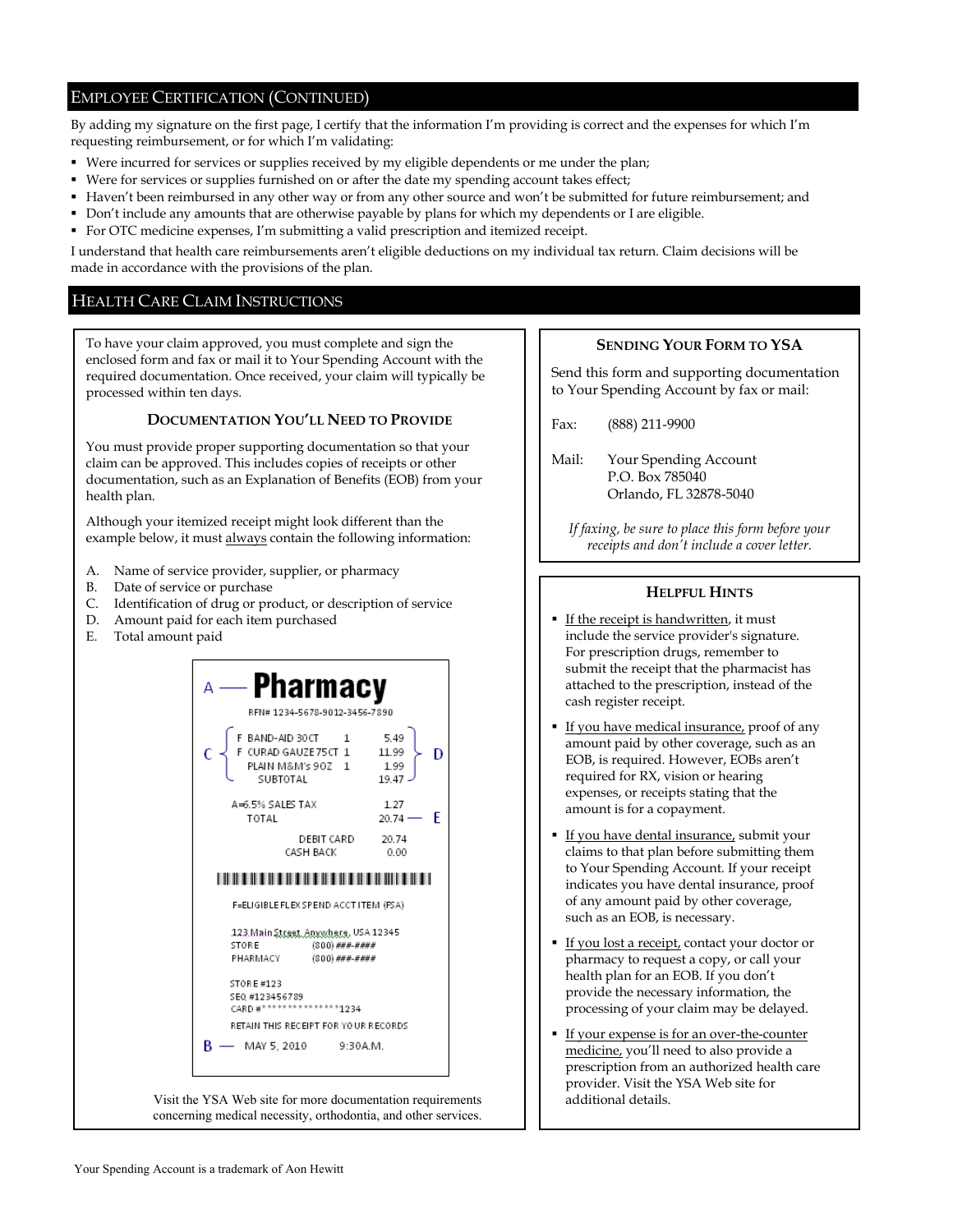## Employee Certification (Continued)

By adding my signature on the first page, I certify that the information I'm providing is correct and the expenses for which I'm requesting reimbursement, or for which I'm validating:

- Were incurred for services or supplies received by my eligible dependents or me under the plan;
- Were for services or supplies furnished on or after the date my spending account takes effect;
- Haven't been reimbursed in any other way or from any other source and won't be submitted for future reimbursement; and
- Don't include any amounts that are otherwise payable by plans for which my dependents or I are eligible.
- For OTC medicine expenses, I'm submitting a valid prescription and itemized receipt.

I understand that health care reimbursements aren't eligible deductions on my individual tax return. Claim decisions will be made in accordance with the provisions of the plan.

## Health Care Claim Instructions

To have your claim approved, you must complete and sign the enclosed form and fax or mail it to Your Spending Account with the required documentation. Once received, your claim will typically be processed within ten days.

### Documentation You'll Need to Provide

You must provide proper supporting documentation so that your claim can be approved. This includes copies of receipts or other documentation, such as an Explanation of Benefits (EOB) from your health plan.

Although your itemized receipt might look different than the example below, it must always contain the following information:

A. Name of service provider, supplier, or pharmacy
B. Date of service or purchase
C. Identification of drug or product, or description of service
D. Amount paid for each item purchased
E. Total amount paid

```
A — Pharmacy
RFN# 1234-5678-9012-3456-7890

C { F BAND-AID 30CT      1     5.49  }
    F CURAD GAUZE 75CT  1    11.99  } D
      PLAIN M&M's 9OZ   1     1.99  }
        SUBTOTAL             19.47  }

A=6.5% SALES TAX              1.27
    TOTAL                    20.74 — E

          DEBIT CARD         20.74
          CASH BACK           0.00

F=ELIGIBLE FLEX SPEND ACCT ITEM (FSA)

123 Main Street, Anywhere, USA 12345
STORE        (800) ###-####
PHARMACY     (800) ###-####

STORE #123
SEQ #123456789
CARD #***************1234
RETAIN THIS RECEIPT FOR YOUR RECORDS
B — MAY 5, 2010       9:30A.M.
```

Visit the YSA Web site for more documentation requirements concerning medical necessity, orthodontia, and other services.

### Sending Your Form to YSA

Send this form and supporting documentation to Your Spending Account by fax or mail:

Fax: (888) 211-9900

Mail: Your Spending Account
P.O. Box 785040
Orlando, FL 32878-5040

*If faxing, be sure to place this form before your receipts and don't include a cover letter.*

### Helpful Hints

- If the receipt is handwritten, it must include the service provider's signature. For prescription drugs, remember to submit the receipt that the pharmacist has attached to the prescription, instead of the cash register receipt.
- If you have medical insurance, proof of any amount paid by other coverage, such as an EOB, is required. However, EOBs aren't required for RX, vision or hearing expenses, or receipts stating that the amount is for a copayment.
- If you have dental insurance, submit your claims to that plan before submitting them to Your Spending Account. If your receipt indicates you have dental insurance, proof of any amount paid by other coverage, such as an EOB, is necessary.
- If you lost a receipt, contact your doctor or pharmacy to request a copy, or call your health plan for an EOB. If you don't provide the necessary information, the processing of your claim may be delayed.
- If your expense is for an over-the-counter medicine, you'll need to also provide a prescription from an authorized health care provider. Visit the YSA Web site for additional details.

Your Spending Account is a trademark of Aon Hewitt